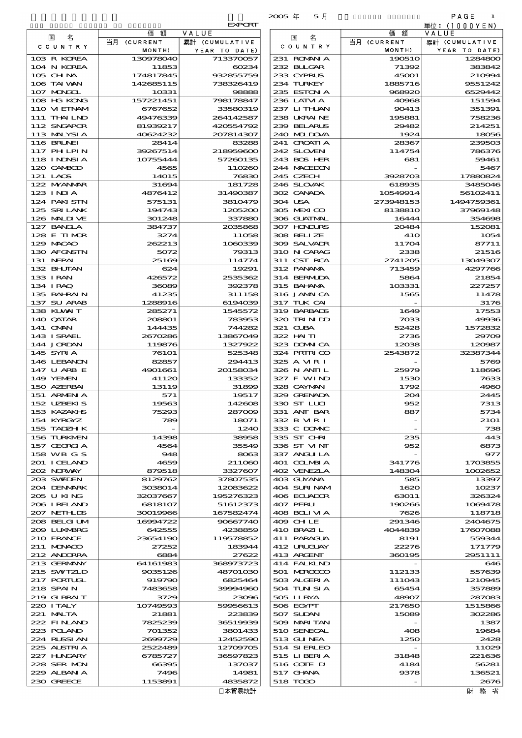EXPORT

2005 年 5 月

単位：(1000YEN)

| 国名 COUNTRY | 価額 VALUE 当月 (CURRENT MONTH) | 累計 (CUMULATIVE YEAR TO DATE) | 国名 COUNTRY | 価額 VALUE 当月 (CURRENT MONTH) | 累計 (CUMULATIVE YEAR TO DATE) |
|---|---|---|---|---|---|
| 103 R KOREA | 130978040 | 713370057 | 231 ROMANIA | 190510 | 1284800 |
| 104 N KOREA | 11853 | 60234 | 232 BULGAR | 71392 | 383842 |
| 105 CHINA | 174817845 | 932855759 | 233 CYPRUS | 45001 | 210994 |
| 106 TAIWAN | 142685115 | 738326419 | 234 TURKEY | 1885716 | 9551242 |
| 107 MONGOL | 10331 | 98888 | 235 ESTONIA | 968920 | 6529442 |
| 108 HG KONG | 157221451 | 798178847 | 236 LATVIA | 40968 | 151594 |
| 110 VIETNAM | 6767652 | 33580319 | 237 LITHUAN | 90413 | 351391 |
| 111 THAILND | 49476339 | 264142587 | 238 UKRAINE | 195881 | 758236 |
| 112 SNGAPOR | 81939217 | 420554792 | 239 BELARUS | 29482 | 214251 |
| 113 MALYSIA | 40624232 | 207814307 | 240 MOLDOVA | 1924 | 18056 |
| 116 BRUNEI | 28414 | 83288 | 241 CROATIA | 28367 | 239503 |
| 117 PHILPIN | 39267514 | 218959600 | 242 SLOVEN | 114754 | 786376 |
| 118 INDNSIA | 10755444 | 57260135 | 243 BOS HER | 681 | 59461 |
| 120 CAMBOD | 4565 | 110260 | 244 MACEDON | - | 5467 |
| 121 LAOS | 14015 | 76830 | 245 CZECH | 3928703 | 17880824 |
| 122 MYANMAR | 31694 | 181728 | 246 SLOVAK | 618935 | 3485046 |
| 123 INDIA | 4876412 | 31490387 | 302 CANADA | 10549914 | 56102411 |
| 124 PAKISTN | 575131 | 3810479 | 304 USA | 273948153 | 1494759361 |
| 125 SRILANK | 194743 | 1205200 | 305 MEXICO | 8138810 | 37969148 |
| 126 MALDIVE | 301248 | 337880 | 306 GUATMAL | 16444 | 354698 |
| 127 BANGLA | 384737 | 2035868 | 307 HONDURS | 20484 | 152081 |
| 128 E TIMOR | 3274 | 11058 | 308 BELIZE | 410 | 1054 |
| 129 MACAO | 262213 | 1060339 | 309 SALVADR | 11704 | 87711 |
| 130 AFGNSTN | 5072 | 79313 | 310 NICARAG | 2338 | 21516 |
| 131 NEPAL | 25169 | 114774 | 311 CST RCA | 2741205 | 13049307 |
| 132 BHUTAN | 624 | 19291 | 312 PANAMA | 713459 | 4297766 |
| 133 IRAN | 426572 | 2535362 | 314 BERMUDA | 5864 | 21854 |
| 134 IRAQ | 36089 | 392378 | 315 BAHAMA | 103331 | 227257 |
| 135 BAHRAIN | 41235 | 311158 | 316 JAMAICA | 1565 | 11478 |
| 137 SU ARAB | 1288916 | 6194039 | 317 TUK CAI | - | 3176 |
| 138 KUWAIT | 285271 | 1545572 | 319 BARBADS | 1649 | 17553 |
| 140 QATAR | 208801 | 783953 | 320 TRINIDD | 7033 | 49936 |
| 141 OMAN | 144435 | 744282 | 321 CUBA | 52428 | 1572832 |
| 143 ISRAEL | 2670286 | 13867049 | 322 HAITI | 2736 | 29709 |
| 144 JORDAN | 119876 | 1327922 | 323 DOMINCA | 12038 | 120987 |
| 145 SYRIA | 76101 | 525348 | 324 PRTRICO | 2543872 | 32387344 |
| 146 LEBANON | 82857 | 294413 | 325 A VIR I | - | 5769 |
| 147 U ARB E | 4901661 | 20158034 | 326 N ANTIL | 25979 | 118696 |
| 149 YEMEN | 41120 | 133352 | 327 F WIND | 1530 | 7633 |
| 150 AZERBAI | 13119 | 31899 | 328 CAYMAN | 1792 | 4960 |
| 151 ARMENIA | 571 | 19517 | 329 GRENADA | 204 | 2445 |
| 152 UZBEKIS | 19563 | 142608 | 330 ST LUCI | 952 | 7313 |
| 153 KAZAKHS | 75293 | 287009 | 331 ANT BAR | 887 | 5734 |
| 154 KYRGYZ | 789 | 18071 | 332 B VIR I | - | 2101 |
| 155 TADZHIK | - | 1240 | 333 C DOMNC | - | 738 |
| 156 TURKMEN | 14398 | 38958 | 335 ST CHRI | 235 | 443 |
| 157 GEORGIA | 4564 | 35549 | 336 ST VINT | 952 | 6873 |
| 158 WB G S | 948 | 8063 | 337 ANGUILA | - | 977 |
| 201 ICELAND | 4659 | 211060 | 401 COLMBIA | 341776 | 1703855 |
| 202 NORWAY | 879518 | 3327607 | 402 VENEZLA | 148304 | 1002652 |
| 203 SWEDEN | 8129762 | 37807535 | 403 GUYANA | 585 | 13397 |
| 204 DENMARK | 3038014 | 12083622 | 404 SURINAM | 1620 | 10237 |
| 205 U KING | 32037667 | 195276323 | 406 ECUADOR | 63011 | 326324 |
| 206 IRELAND | 6818107 | 51612373 | 407 PERU | 190266 | 1069478 |
| 207 NETHLDS | 30019966 | 167582474 | 408 BOLIVIA | 7626 | 118718 |
| 208 BELGIUM | 16994722 | 90667740 | 409 CHILE | 291346 | 2404675 |
| 209 LUXMBRG | 642555 | 4238859 | 410 BRAZIL | 4044839 | 17607088 |
| 210 FRANCE | 23654190 | 119578852 | 411 PARAGUA | 8191 | 559344 |
| 211 MONACO | 27252 | 183944 | 412 URUGUAY | 22276 | 171779 |
| 212 ANDORRA | 6884 | 27622 | 413 ARGENT | 360195 | 2951111 |
| 213 GERMANY | 64161983 | 368973723 | 414 FALKLND | - | 646 |
| 215 SWITZLD | 9035126 | 48701030 | 501 MOROCCO | 112133 | 557639 |
| 217 PORTUGL | 919790 | 6825464 | 503 ALGERIA | 111043 | 1210945 |
| 218 SPAIN | 7483658 | 39994960 | 504 TUNISIA | 65454 | 357889 |
| 219 GIBRALT | 3729 | 23096 | 505 LIBYA | 48907 | 287083 |
| 220 ITALY | 10749593 | 59956613 | 506 EGYPT | 217650 | 1515866 |
| 221 MALTA | 21881 | 223839 | 507 SUDAN | 15089 | 302286 |
| 222 FINLAND | 7825239 | 36519939 | 509 MARITAN | - | 1387 |
| 223 POLAND | 701352 | 3801433 | 510 SENEGAL | 408 | 19684 |
| 224 RUSSIAN | 2699729 | 12452590 | 513 GUINEA | 1250 | 2428 |
| 225 AUSTRIA | 2522489 | 12709705 | 514 SIERLEO | - | 11029 |
| 227 HUNGARY | 6785727 | 36597823 | 515 LIBERIA | 31848 | 221636 |
| 228 SER MON | 66395 | 137037 | 516 COTE D | 4184 | 56281 |
| 229 ALBANIA | 7496 | 14981 | 517 GHANA | 9378 | 136521 |
| 230 GREECE | 1153891 | 4835872 | 518 TOGO | - | 2676 |

日本貿易統計　　財務省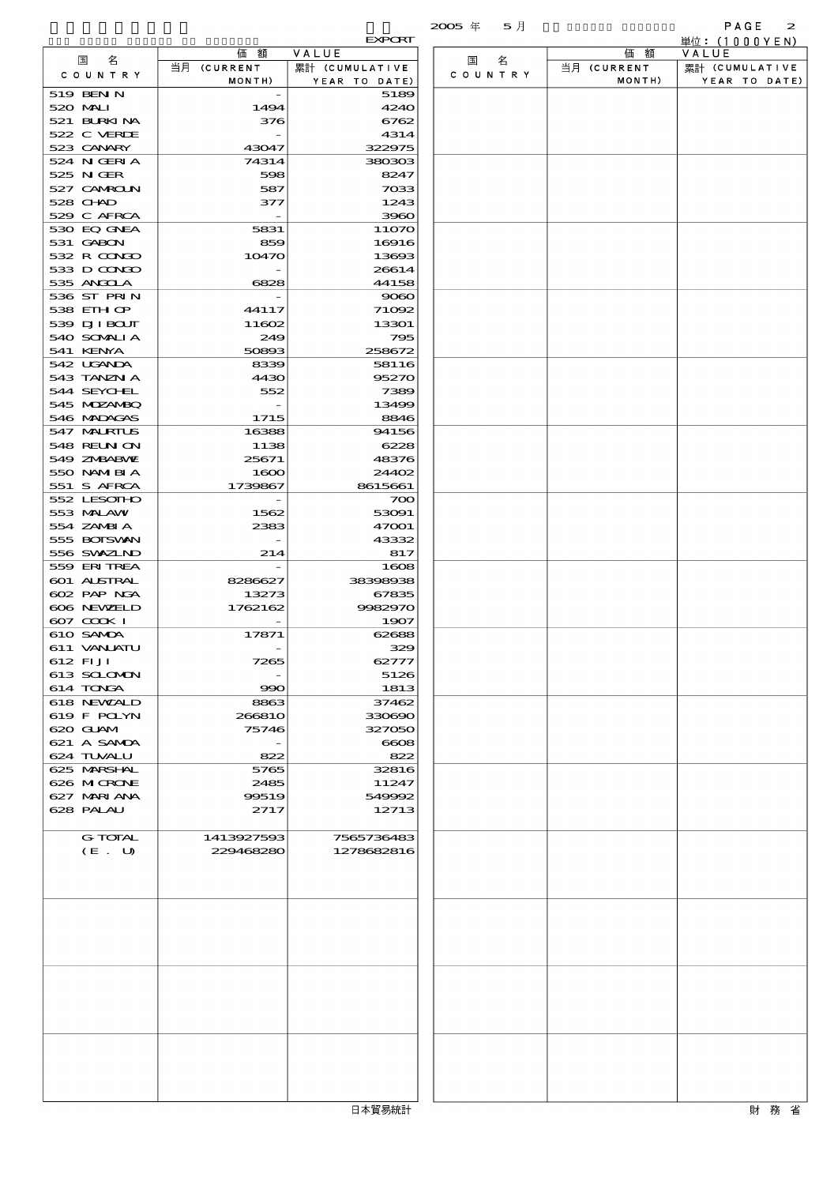EXPORT

2005 年 5 月

単位：(1000YEN)

| 国名 COUNTRY | 価額 VALUE 当月 (CURRENT MONTH) | 累計 (CUMULATIVE YEAR TO DATE) |
|---|---|---|
| 519 BENIN | - | 5189 |
| 520 MALI | 1494 | 4240 |
| 521 BURKINA | 376 | 6762 |
| 522 C VERDE | - | 4314 |
| 523 CANARY | 43047 | 322975 |
| 524 NIGERIA | 74314 | 380303 |
| 525 NIGER | 598 | 8247 |
| 527 CAMROUN | 587 | 7033 |
| 528 CHAD | 377 | 1243 |
| 529 C AFRCA | - | 3960 |
| 530 EQ GNEA | 5831 | 11070 |
| 531 GABON | 859 | 16916 |
| 532 R CONGO | 10470 | 13693 |
| 533 D CONGO | - | 26614 |
| 535 ANGOLA | 6828 | 44158 |
| 536 ST PRIN | - | 9060 |
| 538 ETHIOP | 44117 | 71092 |
| 539 DJIBOUT | 11602 | 13301 |
| 540 SOMALIA | 249 | 795 |
| 541 KENYA | 50893 | 258672 |
| 542 UGANDA | 8339 | 58116 |
| 543 TANZNIA | 4430 | 95270 |
| 544 SEYCHEL | 552 | 7389 |
| 545 MOZAMBQ | - | 13499 |
| 546 MADAGAS | 1715 | 8846 |
| 547 MAURTUS | 16388 | 94156 |
| 548 REUNION | 1138 | 6228 |
| 549 ZMBABWE | 25671 | 48376 |
| 550 NAMIBIA | 1600 | 24402 |
| 551 S AFRCA | 1739867 | 8615661 |
| 552 LESOTHO | - | 700 |
| 553 MALAWI | 1562 | 53091 |
| 554 ZAMBIA | 2383 | 47001 |
| 555 BOTSWAN | - | 43332 |
| 556 SWAZLND | 214 | 817 |
| 559 ERITREA | - | 1608 |
| 601 AUSTRAL | 8286627 | 38398938 |
| 602 PAP NGA | 13273 | 67835 |
| 606 NEWZELD | 1762162 | 9982970 |
| 607 COOK I | - | 1907 |
| 610 SAMOA | 17871 | 62688 |
| 611 VANUATU | - | 329 |
| 612 FIJI | 7265 | 62777 |
| 613 SOLOMON | - | 5126 |
| 614 TONGA | 990 | 1813 |
| 618 NEWCALD | 8863 | 37462 |
| 619 F POLYN | 266810 | 330690 |
| 620 GUAM | 75746 | 327050 |
| 621 A SAMOA | - | 6608 |
| 624 TUVALU | 822 | 822 |
| 625 MARSHAL | 5765 | 32816 |
| 626 MICRONE | 2485 | 11247 |
| 627 MARIANA | 99519 | 549992 |
| 628 PALAU | 2717 | 12713 |
| G-TOTAL | 1413927593 | 7565736483 |
| (E. U) | 229468280 | 1278682816 |

日本貿易統計

財務省